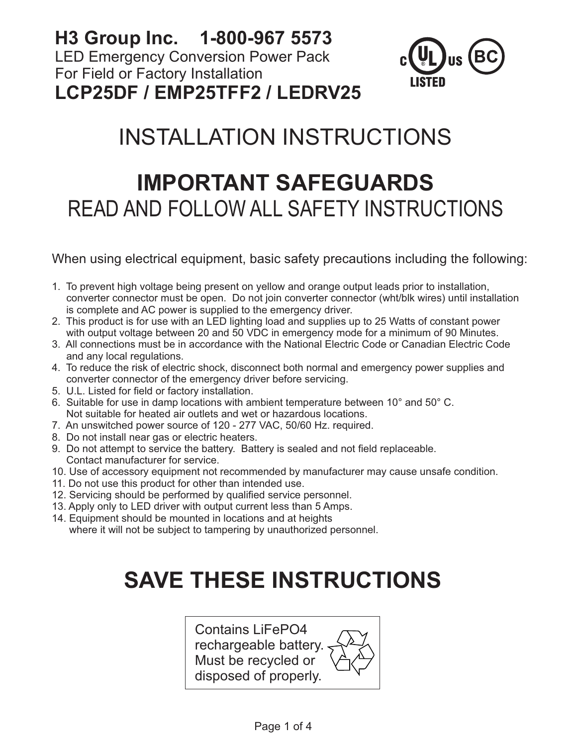**H3 Group Inc. 1-800-967 5573**
LED Emergency Conversion Power Pack
For Field or Factory Installation
**LCP25DF / EMP25TFF2 / LEDRV25**

# INSTALLATION INSTRUCTIONS

# IMPORTANT SAFEGUARDS

## READ AND FOLLOW ALL SAFETY INSTRUCTIONS

When using electrical equipment, basic safety precautions including the following:

1. To prevent high voltage being present on yellow and orange output leads prior to installation, converter connector must be open. Do not join converter connector (wht/blk wires) until installation is complete and AC power is supplied to the emergency driver.
2. This product is for use with an LED lighting load and supplies up to 25 Watts of constant power with output voltage between 20 and 50 VDC in emergency mode for a minimum of 90 Minutes.
3. All connections must be in accordance with the National Electric Code or Canadian Electric Code and any local regulations.
4. To reduce the risk of electric shock, disconnect both normal and emergency power supplies and converter connector of the emergency driver before servicing.
5. U.L. Listed for field or factory installation.
6. Suitable for use in damp locations with ambient temperature between 10° and 50° C. Not suitable for heated air outlets and wet or hazardous locations.
7. An unswitched power source of 120 - 277 VAC, 50/60 Hz. required.
8. Do not install near gas or electric heaters.
9. Do not attempt to service the battery. Battery is sealed and not field replaceable. Contact manufacturer for service.
10. Use of accessory equipment not recommended by manufacturer may cause unsafe condition.
11. Do not use this product for other than intended use.
12. Servicing should be performed by qualified service personnel.
13. Apply only to LED driver with output current less than 5 Amps.
14. Equipment should be mounted in locations and at heights where it will not be subject to tampering by unauthorized personnel.

# SAVE THESE INSTRUCTIONS

Contains LiFePO4 rechargeable battery. Must be recycled or disposed of properly.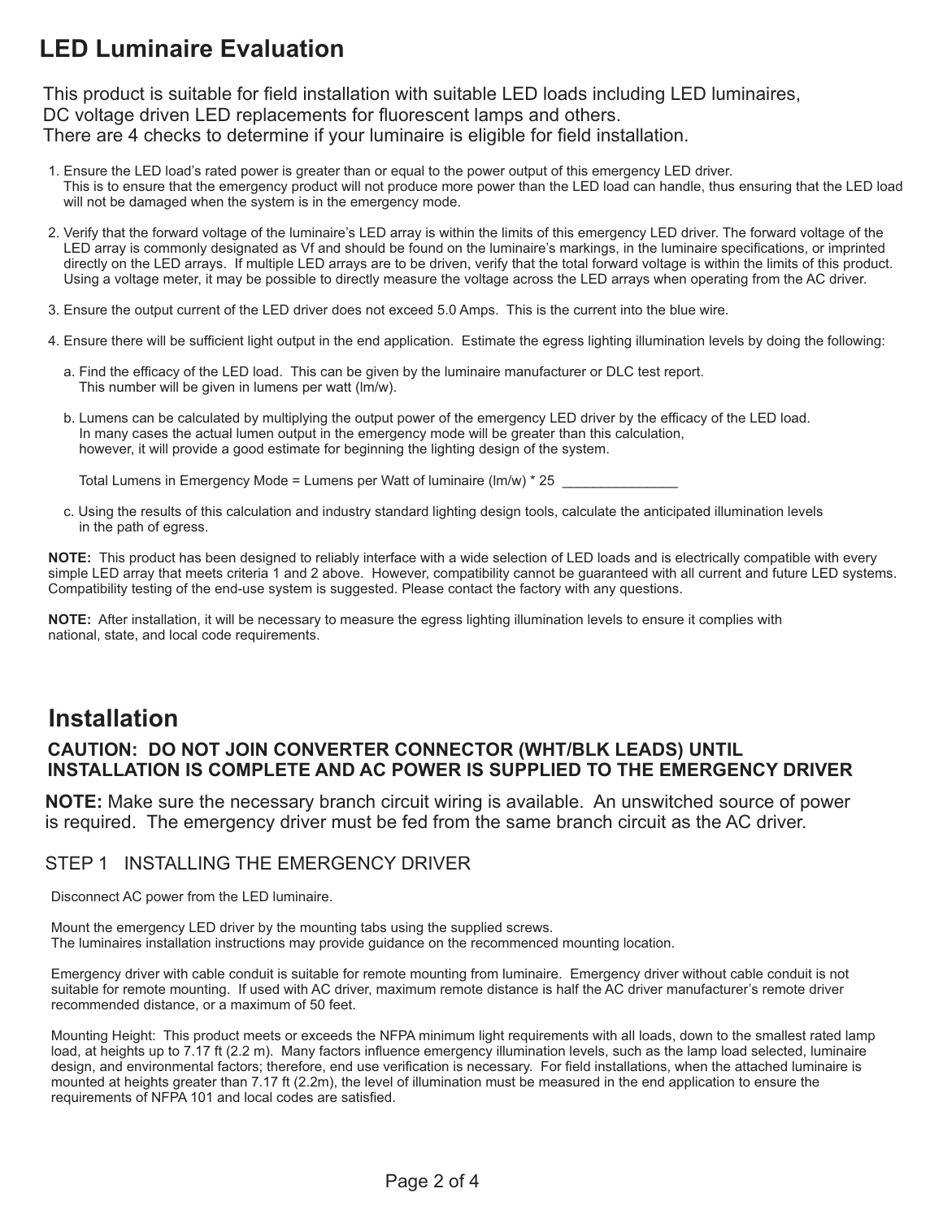# LED Luminaire Evaluation

This product is suitable for field installation with suitable LED loads including LED luminaires, DC voltage driven LED replacements for fluorescent lamps and others.
There are 4 checks to determine if your luminaire is eligible for field installation.

1. Ensure the LED load's rated power is greater than or equal to the power output of this emergency LED driver. This is to ensure that the emergency product will not produce more power than the LED load can handle, thus ensuring that the LED load will not be damaged when the system is in the emergency mode.

2. Verify that the forward voltage of the luminaire's LED array is within the limits of this emergency LED driver. The forward voltage of the LED array is commonly designated as Vf and should be found on the luminaire's markings, in the luminaire specifications, or imprinted directly on the LED arrays. If multiple LED arrays are to be driven, verify that the total forward voltage is within the limits of this product. Using a voltage meter, it may be possible to directly measure the voltage across the LED arrays when operating from the AC driver.

3. Ensure the output current of the LED driver does not exceed 5.0 Amps. This is the current into the blue wire.

4. Ensure there will be sufficient light output in the end application. Estimate the egress lighting illumination levels by doing the following:

   a. Find the efficacy of the LED load. This can be given by the luminaire manufacturer or DLC test report. This number will be given in lumens per watt (lm/w).

   b. Lumens can be calculated by multiplying the output power of the emergency LED driver by the efficacy of the LED load. In many cases the actual lumen output in the emergency mode will be greater than this calculation, however, it will provide a good estimate for beginning the lighting design of the system.

      Total Lumens in Emergency Mode = Lumens per Watt of luminaire (lm/w) * 25 _______________

   c. Using the results of this calculation and industry standard lighting design tools, calculate the anticipated illumination levels in the path of egress.

**NOTE:** This product has been designed to reliably interface with a wide selection of LED loads and is electrically compatible with every simple LED array that meets criteria 1 and 2 above. However, compatibility cannot be guaranteed with all current and future LED systems. Compatibility testing of the end-use system is suggested. Please contact the factory with any questions.

**NOTE:** After installation, it will be necessary to measure the egress lighting illumination levels to ensure it complies with national, state, and local code requirements.

# Installation

**CAUTION: DO NOT JOIN CONVERTER CONNECTOR (WHT/BLK LEADS) UNTIL INSTALLATION IS COMPLETE AND AC POWER IS SUPPLIED TO THE EMERGENCY DRIVER**

**NOTE:** Make sure the necessary branch circuit wiring is available. An unswitched source of power is required. The emergency driver must be fed from the same branch circuit as the AC driver.

## STEP 1 INSTALLING THE EMERGENCY DRIVER

Disconnect AC power from the LED luminaire.

Mount the emergency LED driver by the mounting tabs using the supplied screws.
The luminaires installation instructions may provide guidance on the recommenced mounting location.

Emergency driver with cable conduit is suitable for remote mounting from luminaire. Emergency driver without cable conduit is not suitable for remote mounting. If used with AC driver, maximum remote distance is half the AC driver manufacturer's remote driver recommended distance, or a maximum of 50 feet.

Mounting Height: This product meets or exceeds the NFPA minimum light requirements with all loads, down to the smallest rated lamp load, at heights up to 7.17 ft (2.2 m). Many factors influence emergency illumination levels, such as the lamp load selected, luminaire design, and environmental factors; therefore, end use verification is necessary. For field installations, when the attached luminaire is mounted at heights greater than 7.17 ft (2.2m), the level of illumination must be measured in the end application to ensure the requirements of NFPA 101 and local codes are satisfied.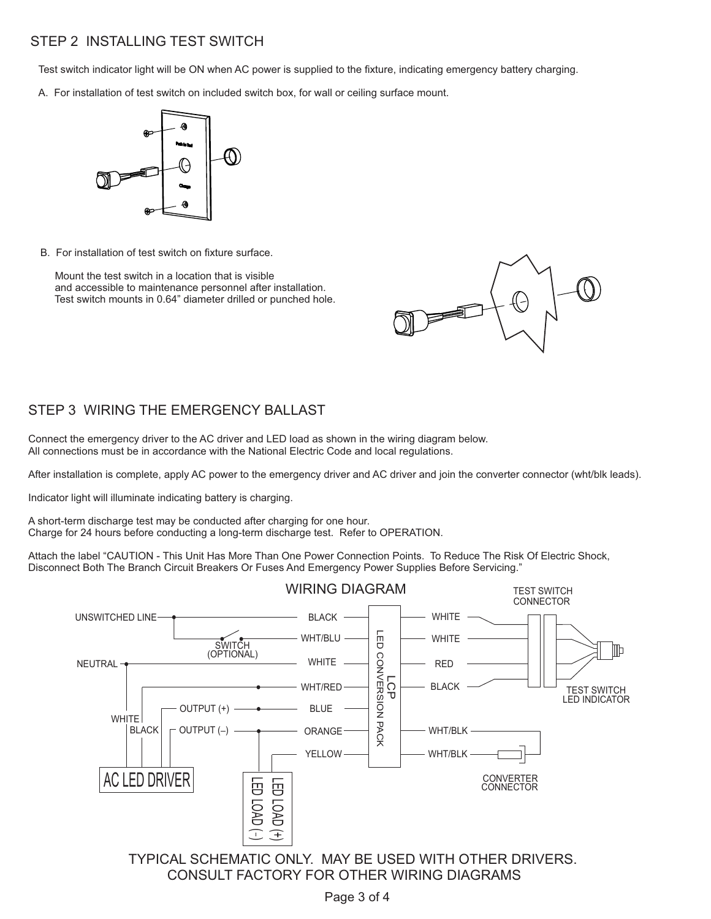## STEP 2 INSTALLING TEST SWITCH

Test switch indicator light will be ON when AC power is supplied to the fixture, indicating emergency battery charging.

A. For installation of test switch on included switch box, for wall or ceiling surface mount.

B. For installation of test switch on fixture surface.

Mount the test switch in a location that is visible and accessible to maintenance personnel after installation. Test switch mounts in 0.64" diameter drilled or punched hole.

## STEP 3 WIRING THE EMERGENCY BALLAST

Connect the emergency driver to the AC driver and LED load as shown in the wiring diagram below.
All connections must be in accordance with the National Electric Code and local regulations.

After installation is complete, apply AC power to the emergency driver and AC driver and join the converter connector (wht/blk leads).

Indicator light will illuminate indicating battery is charging.

A short-term discharge test may be conducted after charging for one hour.
Charge for 24 hours before conducting a long-term discharge test. Refer to OPERATION.

Attach the label "CAUTION - This Unit Has More Than One Power Connection Points. To Reduce The Risk Of Electric Shock, Disconnect Both The Branch Circuit Breakers Or Fuses And Emergency Power Supplies Before Servicing."

WIRING DIAGRAM

TYPICAL SCHEMATIC ONLY. MAY BE USED WITH OTHER DRIVERS.
CONSULT FACTORY FOR OTHER WIRING DIAGRAMS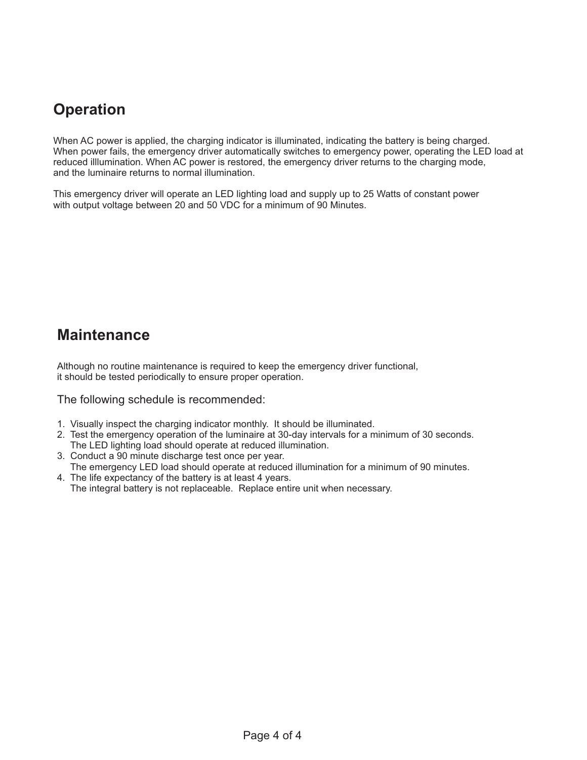## Operation

When AC power is applied, the charging indicator is illuminated, indicating the battery is being charged. When power fails, the emergency driver automatically switches to emergency power, operating the LED load at reduced illlumination. When AC power is restored, the emergency driver returns to the charging mode, and the luminaire returns to normal illumination.

This emergency driver will operate an LED lighting load and supply up to 25 Watts of constant power with output voltage between 20 and 50 VDC for a minimum of 90 Minutes.

## Maintenance

Although no routine maintenance is required to keep the emergency driver functional, it should be tested periodically to ensure proper operation.

The following schedule is recommended:

1. Visually inspect the charging indicator monthly. It should be illuminated.
2. Test the emergency operation of the luminaire at 30-day intervals for a minimum of 30 seconds. The LED lighting load should operate at reduced illumination.
3. Conduct a 90 minute discharge test once per year. The emergency LED load should operate at reduced illumination for a minimum of 90 minutes.
4. The life expectancy of the battery is at least 4 years. The integral battery is not replaceable. Replace entire unit when necessary.